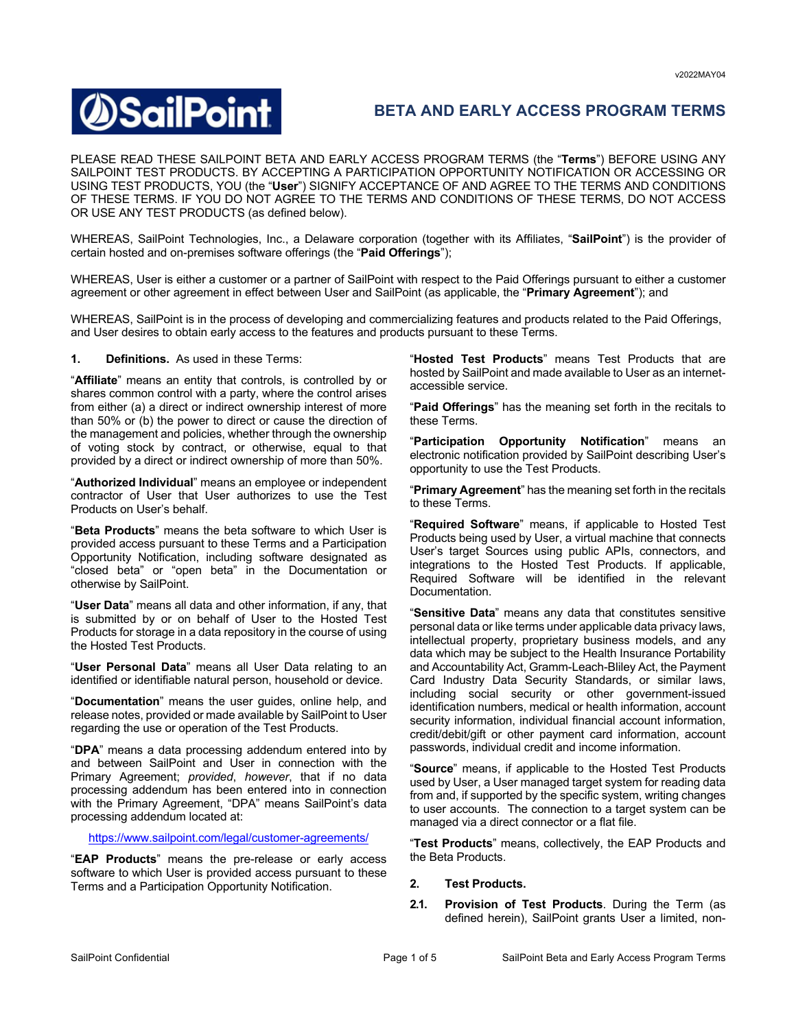v2022MAY04

# BETA AND EARLY ACCESS PROGRAM TERMS

PLEASE READ THESE SAILPOINT BETA AND EARLY ACCESS PROGRAM TERMS (the "**Terms**") BEFORE USING ANY SAILPOINT TEST PRODUCTS. BY ACCEPTING A PARTICIPATION OPPORTUNITY NOTIFICATION OR ACCESSING OR USING TEST PRODUCTS, YOU (the "**User**") SIGNIFY ACCEPTANCE OF AND AGREE TO THE TERMS AND CONDITIONS OF THESE TERMS. IF YOU DO NOT AGREE TO THE TERMS AND CONDITIONS OF THESE TERMS, DO NOT ACCESS OR USE ANY TEST PRODUCTS (as defined below).

WHEREAS, SailPoint Technologies, Inc., a Delaware corporation (together with its Affiliates, "**SailPoint**") is the provider of certain hosted and on-premises software offerings (the "**Paid Offerings**");

WHEREAS, User is either a customer or a partner of SailPoint with respect to the Paid Offerings pursuant to either a customer agreement or other agreement in effect between User and SailPoint (as applicable, the "**Primary Agreement**"); and

WHEREAS, SailPoint is in the process of developing and commercializing features and products related to the Paid Offerings, and User desires to obtain early access to the features and products pursuant to these Terms.

**1. Definitions.** As used in these Terms:

"**Affiliate**" means an entity that controls, is controlled by or shares common control with a party, where the control arises from either (a) a direct or indirect ownership interest of more than 50% or (b) the power to direct or cause the direction of the management and policies, whether through the ownership of voting stock by contract, or otherwise, equal to that provided by a direct or indirect ownership of more than 50%.

"**Authorized Individual**" means an employee or independent contractor of User that User authorizes to use the Test Products on User's behalf.

"**Beta Products**" means the beta software to which User is provided access pursuant to these Terms and a Participation Opportunity Notification, including software designated as "closed beta" or "open beta" in the Documentation or otherwise by SailPoint.

"**User Data**" means all data and other information, if any, that is submitted by or on behalf of User to the Hosted Test Products for storage in a data repository in the course of using the Hosted Test Products.

"**User Personal Data**" means all User Data relating to an identified or identifiable natural person, household or device.

"**Documentation**" means the user guides, online help, and release notes, provided or made available by SailPoint to User regarding the use or operation of the Test Products.

"**DPA**" means a data processing addendum entered into by and between SailPoint and User in connection with the Primary Agreement; *provided*, *however*, that if no data processing addendum has been entered into in connection with the Primary Agreement, "DPA" means SailPoint's data processing addendum located at:

https://www.sailpoint.com/legal/customer-agreements/

"**EAP Products**" means the pre-release or early access software to which User is provided access pursuant to these Terms and a Participation Opportunity Notification.

"**Hosted Test Products**" means Test Products that are hosted by SailPoint and made available to User as an internet-accessible service.

"**Paid Offerings**" has the meaning set forth in the recitals to these Terms.

"**Participation Opportunity Notification**" means an electronic notification provided by SailPoint describing User's opportunity to use the Test Products.

"**Primary Agreement**" has the meaning set forth in the recitals to these Terms.

"**Required Software**" means, if applicable to Hosted Test Products being used by User, a virtual machine that connects User's target Sources using public APIs, connectors, and integrations to the Hosted Test Products. If applicable, Required Software will be identified in the relevant Documentation.

"**Sensitive Data**" means any data that constitutes sensitive personal data or like terms under applicable data privacy laws, intellectual property, proprietary business models, and any data which may be subject to the Health Insurance Portability and Accountability Act, Gramm-Leach-Bliley Act, the Payment Card Industry Data Security Standards, or similar laws, including social security or other government-issued identification numbers, medical or health information, account security information, individual financial account information, credit/debit/gift or other payment card information, account passwords, individual credit and income information.

"**Source**" means, if applicable to the Hosted Test Products used by User, a User managed target system for reading data from and, if supported by the specific system, writing changes to user accounts. The connection to a target system can be managed via a direct connector or a flat file.

"**Test Products**" means, collectively, the EAP Products and the Beta Products.

**2. Test Products.**

**2.1. Provision of Test Products**. During the Term (as defined herein), SailPoint grants User a limited, non-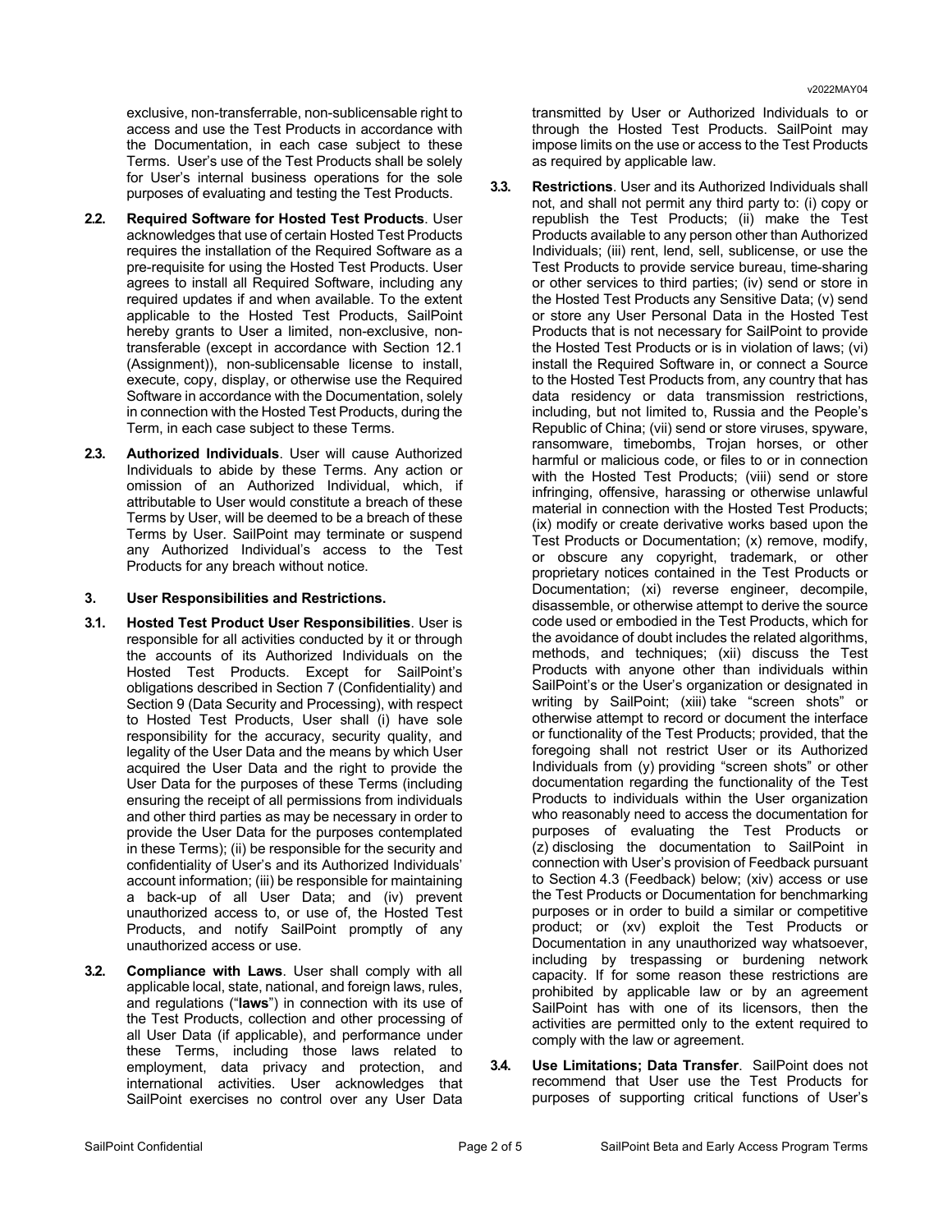exclusive, non-transferrable, non-sublicensable right to access and use the Test Products in accordance with the Documentation, in each case subject to these Terms. User's use of the Test Products shall be solely for User's internal business operations for the sole purposes of evaluating and testing the Test Products.

**2.2. Required Software for Hosted Test Products**. User acknowledges that use of certain Hosted Test Products requires the installation of the Required Software as a pre-requisite for using the Hosted Test Products. User agrees to install all Required Software, including any required updates if and when available. To the extent applicable to the Hosted Test Products, SailPoint hereby grants to User a limited, non-exclusive, non-transferable (except in accordance with Section 12.1 (Assignment)), non-sublicensable license to install, execute, copy, display, or otherwise use the Required Software in accordance with the Documentation, solely in connection with the Hosted Test Products, during the Term, in each case subject to these Terms.

**2.3. Authorized Individuals**. User will cause Authorized Individuals to abide by these Terms. Any action or omission of an Authorized Individual, which, if attributable to User would constitute a breach of these Terms by User, will be deemed to be a breach of these Terms by User. SailPoint may terminate or suspend any Authorized Individual's access to the Test Products for any breach without notice.

## 3. User Responsibilities and Restrictions.

**3.1. Hosted Test Product User Responsibilities**. User is responsible for all activities conducted by it or through the accounts of its Authorized Individuals on the Hosted Test Products. Except for SailPoint's obligations described in Section 7 (Confidentiality) and Section 9 (Data Security and Processing), with respect to Hosted Test Products, User shall (i) have sole responsibility for the accuracy, security quality, and legality of the User Data and the means by which User acquired the User Data and the right to provide the User Data for the purposes of these Terms (including ensuring the receipt of all permissions from individuals and other third parties as may be necessary in order to provide the User Data for the purposes contemplated in these Terms); (ii) be responsible for the security and confidentiality of User's and its Authorized Individuals' account information; (iii) be responsible for maintaining a back-up of all User Data; and (iv) prevent unauthorized access to, or use of, the Hosted Test Products, and notify SailPoint promptly of any unauthorized access or use.

**3.2. Compliance with Laws**. User shall comply with all applicable local, state, national, and foreign laws, rules, and regulations ("**laws**") in connection with its use of the Test Products, collection and other processing of all User Data (if applicable), and performance under these Terms, including those laws related to employment, data privacy and protection, and international activities. User acknowledges that SailPoint exercises no control over any User Data transmitted by User or Authorized Individuals to or through the Hosted Test Products. SailPoint may impose limits on the use or access to the Test Products as required by applicable law.

**3.3. Restrictions**. User and its Authorized Individuals shall not, and shall not permit any third party to: (i) copy or republish the Test Products; (ii) make the Test Products available to any person other than Authorized Individuals; (iii) rent, lend, sell, sublicense, or use the Test Products to provide service bureau, time-sharing or other services to third parties; (iv) send or store in the Hosted Test Products any Sensitive Data; (v) send or store any User Personal Data in the Hosted Test Products that is not necessary for SailPoint to provide the Hosted Test Products or is in violation of laws; (vi) install the Required Software in, or connect a Source to the Hosted Test Products from, any country that has data residency or data transmission restrictions, including, but not limited to, Russia and the People's Republic of China; (vii) send or store viruses, spyware, ransomware, timebombs, Trojan horses, or other harmful or malicious code, or files to or in connection with the Hosted Test Products; (viii) send or store infringing, offensive, harassing or otherwise unlawful material in connection with the Hosted Test Products; (ix) modify or create derivative works based upon the Test Products or Documentation; (x) remove, modify, or obscure any copyright, trademark, or other proprietary notices contained in the Test Products or Documentation; (xi) reverse engineer, decompile, disassemble, or otherwise attempt to derive the source code used or embodied in the Test Products, which for the avoidance of doubt includes the related algorithms, methods, and techniques; (xii) discuss the Test Products with anyone other than individuals within SailPoint's or the User's organization or designated in writing by SailPoint; (xiii) take "screen shots" or otherwise attempt to record or document the interface or functionality of the Test Products; provided, that the foregoing shall not restrict User or its Authorized Individuals from (y) providing "screen shots" or other documentation regarding the functionality of the Test Products to individuals within the User organization who reasonably need to access the documentation for purposes of evaluating the Test Products or (z) disclosing the documentation to SailPoint in connection with User's provision of Feedback pursuant to Section 4.3 (Feedback) below; (xiv) access or use the Test Products or Documentation for benchmarking purposes or in order to build a similar or competitive product; or (xv) exploit the Test Products or Documentation in any unauthorized way whatsoever, including by trespassing or burdening network capacity. If for some reason these restrictions are prohibited by applicable law or by an agreement SailPoint has with one of its licensors, then the activities are permitted only to the extent required to comply with the law or agreement.

**3.4. Use Limitations; Data Transfer**. SailPoint does not recommend that User use the Test Products for purposes of supporting critical functions of User's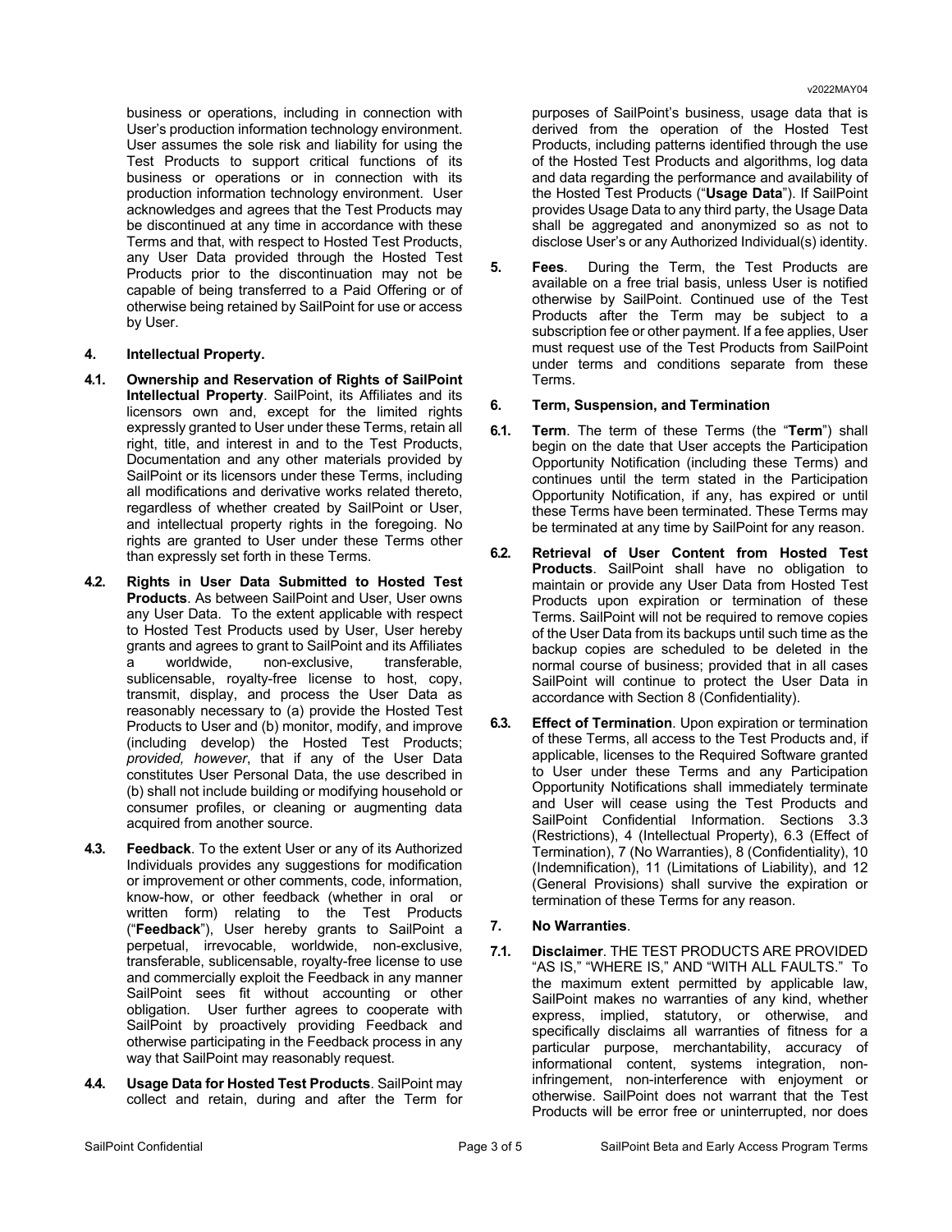business or operations, including in connection with User's production information technology environment. User assumes the sole risk and liability for using the Test Products to support critical functions of its business or operations or in connection with its production information technology environment. User acknowledges and agrees that the Test Products may be discontinued at any time in accordance with these Terms and that, with respect to Hosted Test Products, any User Data provided through the Hosted Test Products prior to the discontinuation may not be capable of being transferred to a Paid Offering or of otherwise being retained by SailPoint for use or access by User.

**4. Intellectual Property.**

**4.1. Ownership and Reservation of Rights of SailPoint Intellectual Property**. SailPoint, its Affiliates and its licensors own and, except for the limited rights expressly granted to User under these Terms, retain all right, title, and interest in and to the Test Products, Documentation and any other materials provided by SailPoint or its licensors under these Terms, including all modifications and derivative works related thereto, regardless of whether created by SailPoint or User, and intellectual property rights in the foregoing. No rights are granted to User under these Terms other than expressly set forth in these Terms.

**4.2. Rights in User Data Submitted to Hosted Test Products**. As between SailPoint and User, User owns any User Data. To the extent applicable with respect to Hosted Test Products used by User, User hereby grants and agrees to grant to SailPoint and its Affiliates a worldwide, non-exclusive, transferable, sublicensable, royalty-free license to host, copy, transmit, display, and process the User Data as reasonably necessary to (a) provide the Hosted Test Products to User and (b) monitor, modify, and improve (including develop) the Hosted Test Products; *provided, however*, that if any of the User Data constitutes User Personal Data, the use described in (b) shall not include building or modifying household or consumer profiles, or cleaning or augmenting data acquired from another source.

**4.3. Feedback**. To the extent User or any of its Authorized Individuals provides any suggestions for modification or improvement or other comments, code, information, know-how, or other feedback (whether in oral or written form) relating to the Test Products ("**Feedback**"), User hereby grants to SailPoint a perpetual, irrevocable, worldwide, non-exclusive, transferable, sublicensable, royalty-free license to use and commercially exploit the Feedback in any manner SailPoint sees fit without accounting or other obligation. User further agrees to cooperate with SailPoint by proactively providing Feedback and otherwise participating in the Feedback process in any way that SailPoint may reasonably request.

**4.4. Usage Data for Hosted Test Products**. SailPoint may collect and retain, during and after the Term for purposes of SailPoint's business, usage data that is derived from the operation of the Hosted Test Products, including patterns identified through the use of the Hosted Test Products and algorithms, log data and data regarding the performance and availability of the Hosted Test Products ("**Usage Data**"). If SailPoint provides Usage Data to any third party, the Usage Data shall be aggregated and anonymized so as not to disclose User's or any Authorized Individual(s) identity.

**5. Fees**. During the Term, the Test Products are available on a free trial basis, unless User is notified otherwise by SailPoint. Continued use of the Test Products after the Term may be subject to a subscription fee or other payment. If a fee applies, User must request use of the Test Products from SailPoint under terms and conditions separate from these Terms.

**6. Term, Suspension, and Termination**

**6.1. Term**. The term of these Terms (the "**Term**") shall begin on the date that User accepts the Participation Opportunity Notification (including these Terms) and continues until the term stated in the Participation Opportunity Notification, if any, has expired or until these Terms have been terminated. These Terms may be terminated at any time by SailPoint for any reason.

**6.2. Retrieval of User Content from Hosted Test Products**. SailPoint shall have no obligation to maintain or provide any User Data from Hosted Test Products upon expiration or termination of these Terms. SailPoint will not be required to remove copies of the User Data from its backups until such time as the backup copies are scheduled to be deleted in the normal course of business; provided that in all cases SailPoint will continue to protect the User Data in accordance with Section 8 (Confidentiality).

**6.3. Effect of Termination**. Upon expiration or termination of these Terms, all access to the Test Products and, if applicable, licenses to the Required Software granted to User under these Terms and any Participation Opportunity Notifications shall immediately terminate and User will cease using the Test Products and SailPoint Confidential Information. Sections 3.3 (Restrictions), 4 (Intellectual Property), 6.3 (Effect of Termination), 7 (No Warranties), 8 (Confidentiality), 10 (Indemnification), 11 (Limitations of Liability), and 12 (General Provisions) shall survive the expiration or termination of these Terms for any reason.

**7. No Warranties**.

**7.1. Disclaimer**. THE TEST PRODUCTS ARE PROVIDED "AS IS," "WHERE IS," AND "WITH ALL FAULTS." To the maximum extent permitted by applicable law, SailPoint makes no warranties of any kind, whether express, implied, statutory, or otherwise, and specifically disclaims all warranties of fitness for a particular purpose, merchantability, accuracy of informational content, systems integration, non-infringement, non-interference with enjoyment or otherwise. SailPoint does not warrant that the Test Products will be error free or uninterrupted, nor does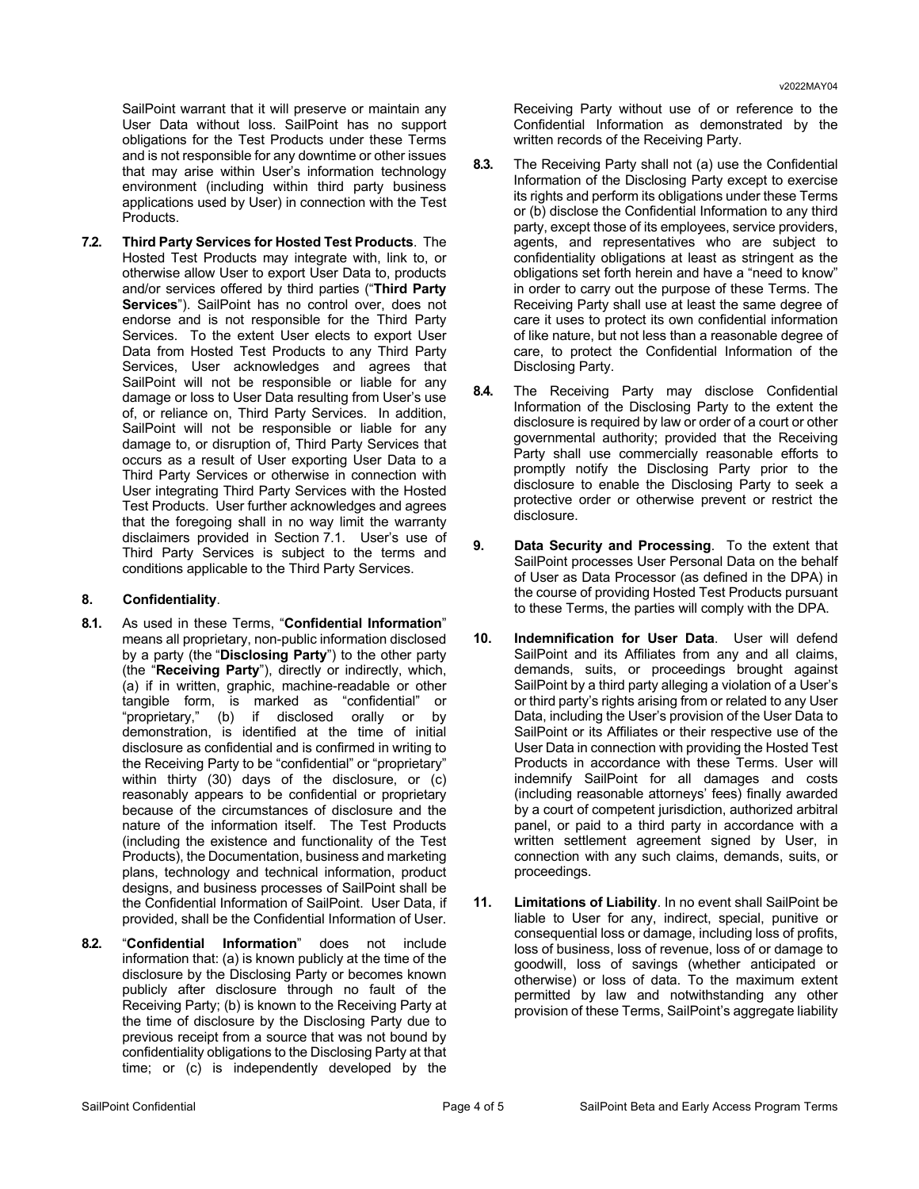SailPoint warrant that it will preserve or maintain any User Data without loss. SailPoint has no support obligations for the Test Products under these Terms and is not responsible for any downtime or other issues that may arise within User's information technology environment (including within third party business applications used by User) in connection with the Test Products.

**7.2. Third Party Services for Hosted Test Products**. The Hosted Test Products may integrate with, link to, or otherwise allow User to export User Data to, products and/or services offered by third parties ("**Third Party Services**"). SailPoint has no control over, does not endorse and is not responsible for the Third Party Services. To the extent User elects to export User Data from Hosted Test Products to any Third Party Services, User acknowledges and agrees that SailPoint will not be responsible or liable for any damage or loss to User Data resulting from User's use of, or reliance on, Third Party Services. In addition, SailPoint will not be responsible or liable for any damage to, or disruption of, Third Party Services that occurs as a result of User exporting User Data to a Third Party Services or otherwise in connection with User integrating Third Party Services with the Hosted Test Products. User further acknowledges and agrees that the foregoing shall in no way limit the warranty disclaimers provided in Section 7.1. User's use of Third Party Services is subject to the terms and conditions applicable to the Third Party Services.

**8. Confidentiality**.

**8.1.** As used in these Terms, "**Confidential Information**" means all proprietary, non-public information disclosed by a party (the "**Disclosing Party**") to the other party (the "**Receiving Party**"), directly or indirectly, which, (a) if in written, graphic, machine-readable or other tangible form, is marked as "confidential" or "proprietary," (b) if disclosed orally or by demonstration, is identified at the time of initial disclosure as confidential and is confirmed in writing to the Receiving Party to be "confidential" or "proprietary" within thirty (30) days of the disclosure, or (c) reasonably appears to be confidential or proprietary because of the circumstances of disclosure and the nature of the information itself. The Test Products (including the existence and functionality of the Test Products), the Documentation, business and marketing plans, technology and technical information, product designs, and business processes of SailPoint shall be the Confidential Information of SailPoint. User Data, if provided, shall be the Confidential Information of User.

**8.2.** "**Confidential Information**" does not include information that: (a) is known publicly at the time of the disclosure by the Disclosing Party or becomes known publicly after disclosure through no fault of the Receiving Party; (b) is known to the Receiving Party at the time of disclosure by the Disclosing Party due to previous receipt from a source that was not bound by confidentiality obligations to the Disclosing Party at that time; or (c) is independently developed by the Receiving Party without use of or reference to the Confidential Information as demonstrated by the written records of the Receiving Party.

**8.3.** The Receiving Party shall not (a) use the Confidential Information of the Disclosing Party except to exercise its rights and perform its obligations under these Terms or (b) disclose the Confidential Information to any third party, except those of its employees, service providers, agents, and representatives who are subject to confidentiality obligations at least as stringent as the obligations set forth herein and have a "need to know" in order to carry out the purpose of these Terms. The Receiving Party shall use at least the same degree of care it uses to protect its own confidential information of like nature, but not less than a reasonable degree of care, to protect the Confidential Information of the Disclosing Party.

**8.4.** The Receiving Party may disclose Confidential Information of the Disclosing Party to the extent the disclosure is required by law or order of a court or other governmental authority; provided that the Receiving Party shall use commercially reasonable efforts to promptly notify the Disclosing Party prior to the disclosure to enable the Disclosing Party to seek a protective order or otherwise prevent or restrict the disclosure.

**9. Data Security and Processing**. To the extent that SailPoint processes User Personal Data on the behalf of User as Data Processor (as defined in the DPA) in the course of providing Hosted Test Products pursuant to these Terms, the parties will comply with the DPA.

**10. Indemnification for User Data**. User will defend SailPoint and its Affiliates from any and all claims, demands, suits, or proceedings brought against SailPoint by a third party alleging a violation of a User's or third party's rights arising from or related to any User Data, including the User's provision of the User Data to SailPoint or its Affiliates or their respective use of the User Data in connection with providing the Hosted Test Products in accordance with these Terms. User will indemnify SailPoint for all damages and costs (including reasonable attorneys' fees) finally awarded by a court of competent jurisdiction, authorized arbitral panel, or paid to a third party in accordance with a written settlement agreement signed by User, in connection with any such claims, demands, suits, or proceedings.

**11. Limitations of Liability**. In no event shall SailPoint be liable to User for any, indirect, special, punitive or consequential loss or damage, including loss of profits, loss of business, loss of revenue, loss of or damage to goodwill, loss of savings (whether anticipated or otherwise) or loss of data. To the maximum extent permitted by law and notwithstanding any other provision of these Terms, SailPoint's aggregate liability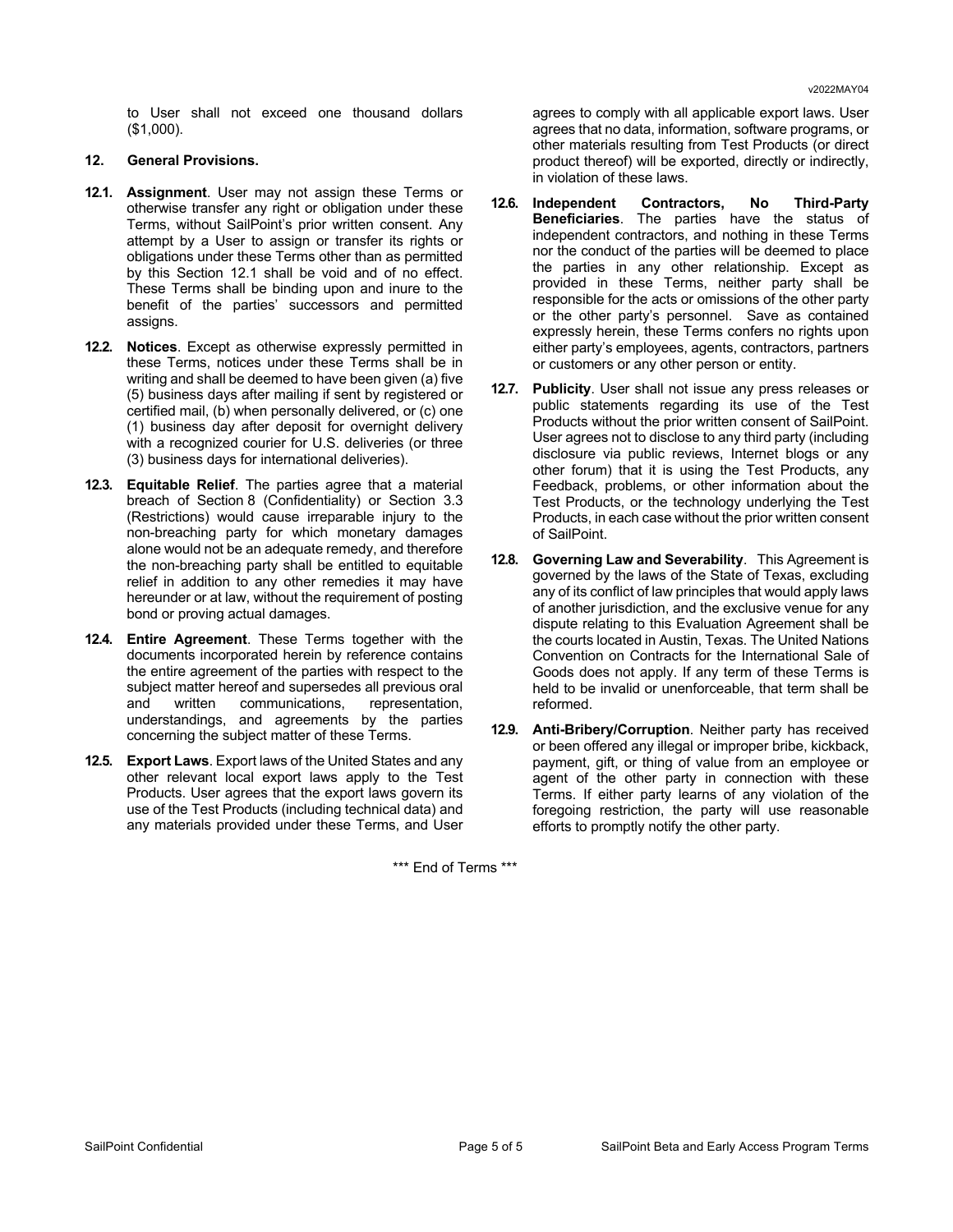to User shall not exceed one thousand dollars ($1,000).

**12. General Provisions.**

**12.1. Assignment**. User may not assign these Terms or otherwise transfer any right or obligation under these Terms, without SailPoint's prior written consent. Any attempt by a User to assign or transfer its rights or obligations under these Terms other than as permitted by this Section 12.1 shall be void and of no effect. These Terms shall be binding upon and inure to the benefit of the parties' successors and permitted assigns.

**12.2. Notices**. Except as otherwise expressly permitted in these Terms, notices under these Terms shall be in writing and shall be deemed to have been given (a) five (5) business days after mailing if sent by registered or certified mail, (b) when personally delivered, or (c) one (1) business day after deposit for overnight delivery with a recognized courier for U.S. deliveries (or three (3) business days for international deliveries).

**12.3. Equitable Relief**. The parties agree that a material breach of Section 8 (Confidentiality) or Section 3.3 (Restrictions) would cause irreparable injury to the non-breaching party for which monetary damages alone would not be an adequate remedy, and therefore the non-breaching party shall be entitled to equitable relief in addition to any other remedies it may have hereunder or at law, without the requirement of posting bond or proving actual damages.

**12.4. Entire Agreement**. These Terms together with the documents incorporated herein by reference contains the entire agreement of the parties with respect to the subject matter hereof and supersedes all previous oral and written communications, representation, understandings, and agreements by the parties concerning the subject matter of these Terms.

**12.5. Export Laws**. Export laws of the United States and any other relevant local export laws apply to the Test Products. User agrees that the export laws govern its use of the Test Products (including technical data) and any materials provided under these Terms, and User agrees to comply with all applicable export laws. User agrees that no data, information, software programs, or other materials resulting from Test Products (or direct product thereof) will be exported, directly or indirectly, in violation of these laws.

**12.6. Independent Contractors, No Third-Party Beneficiaries**. The parties have the status of independent contractors, and nothing in these Terms nor the conduct of the parties will be deemed to place the parties in any other relationship. Except as provided in these Terms, neither party shall be responsible for the acts or omissions of the other party or the other party's personnel. Save as contained expressly herein, these Terms confers no rights upon either party's employees, agents, contractors, partners or customers or any other person or entity.

**12.7. Publicity**. User shall not issue any press releases or public statements regarding its use of the Test Products without the prior written consent of SailPoint. User agrees not to disclose to any third party (including disclosure via public reviews, Internet blogs or any other forum) that it is using the Test Products, any Feedback, problems, or other information about the Test Products, or the technology underlying the Test Products, in each case without the prior written consent of SailPoint.

**12.8. Governing Law and Severability**. This Agreement is governed by the laws of the State of Texas, excluding any of its conflict of law principles that would apply laws of another jurisdiction, and the exclusive venue for any dispute relating to this Evaluation Agreement shall be the courts located in Austin, Texas. The United Nations Convention on Contracts for the International Sale of Goods does not apply. If any term of these Terms is held to be invalid or unenforceable, that term shall be reformed.

**12.9. Anti-Bribery/Corruption**. Neither party has received or been offered any illegal or improper bribe, kickback, payment, gift, or thing of value from an employee or agent of the other party in connection with these Terms. If either party learns of any violation of the foregoing restriction, the party will use reasonable efforts to promptly notify the other party.

*** End of Terms ***